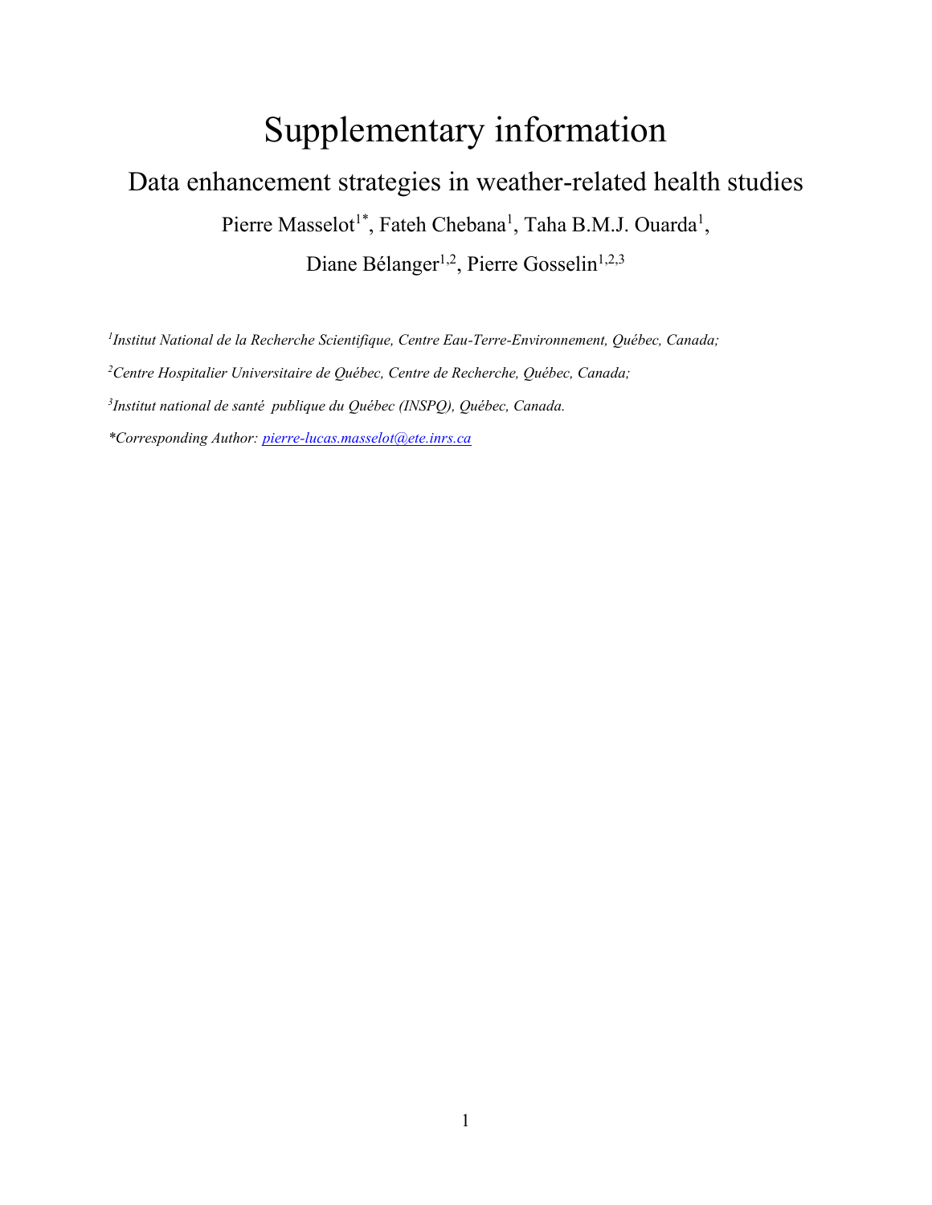# Supplementary information

## Data enhancement strategies in weather-related health studies

Pierre Masselot[1*], Fateh Chebana[1], Taha B.M.J. Ouarda[1],

Diane Bélanger[1,2], Pierre Gosselin[1,2,3]

*[1]Institut National de la Recherche Scientifique, Centre Eau-Terre-Environnement, Québec, Canada;*

*[2]Centre Hospitalier Universitaire de Québec, Centre de Recherche, Québec, Canada;*

*[3]Institut national de santé publique du Québec (INSPQ), Québec, Canada.*

*\*Corresponding Author: pierre-lucas.masselot@ete.inrs.ca*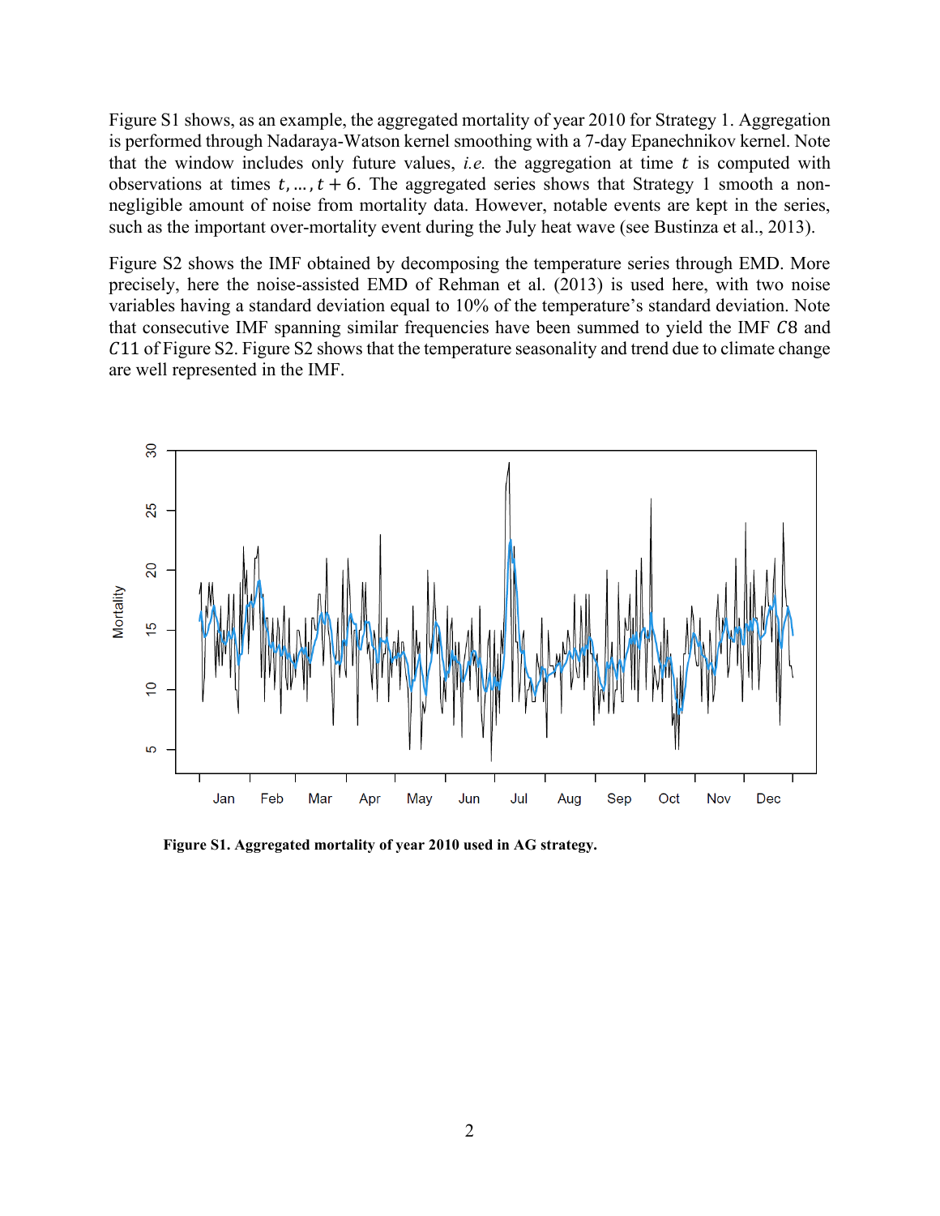Figure S1 shows, as an example, the aggregated mortality of year 2010 for Strategy 1. Aggregation is performed through Nadaraya-Watson kernel smoothing with a 7-day Epanechnikov kernel. Note that the window includes only future values, *i.e.* the aggregation at time $t$ is computed with observations at times $t, \ldots, t+6$. The aggregated series shows that Strategy 1 smooth a non-negligible amount of noise from mortality data. However, notable events are kept in the series, such as the important over-mortality event during the July heat wave (see Bustinza et al., 2013).

Figure S2 shows the IMF obtained by decomposing the temperature series through EMD. More precisely, here the noise-assisted EMD of Rehman et al. (2013) is used here, with two noise variables having a standard deviation equal to 10% of the temperature's standard deviation. Note that consecutive IMF spanning similar frequencies have been summed to yield the IMF $C8$ and $C11$ of Figure S2. Figure S2 shows that the temperature seasonality and trend due to climate change are well represented in the IMF.

**Figure S1. Aggregated mortality of year 2010 used in AG strategy.**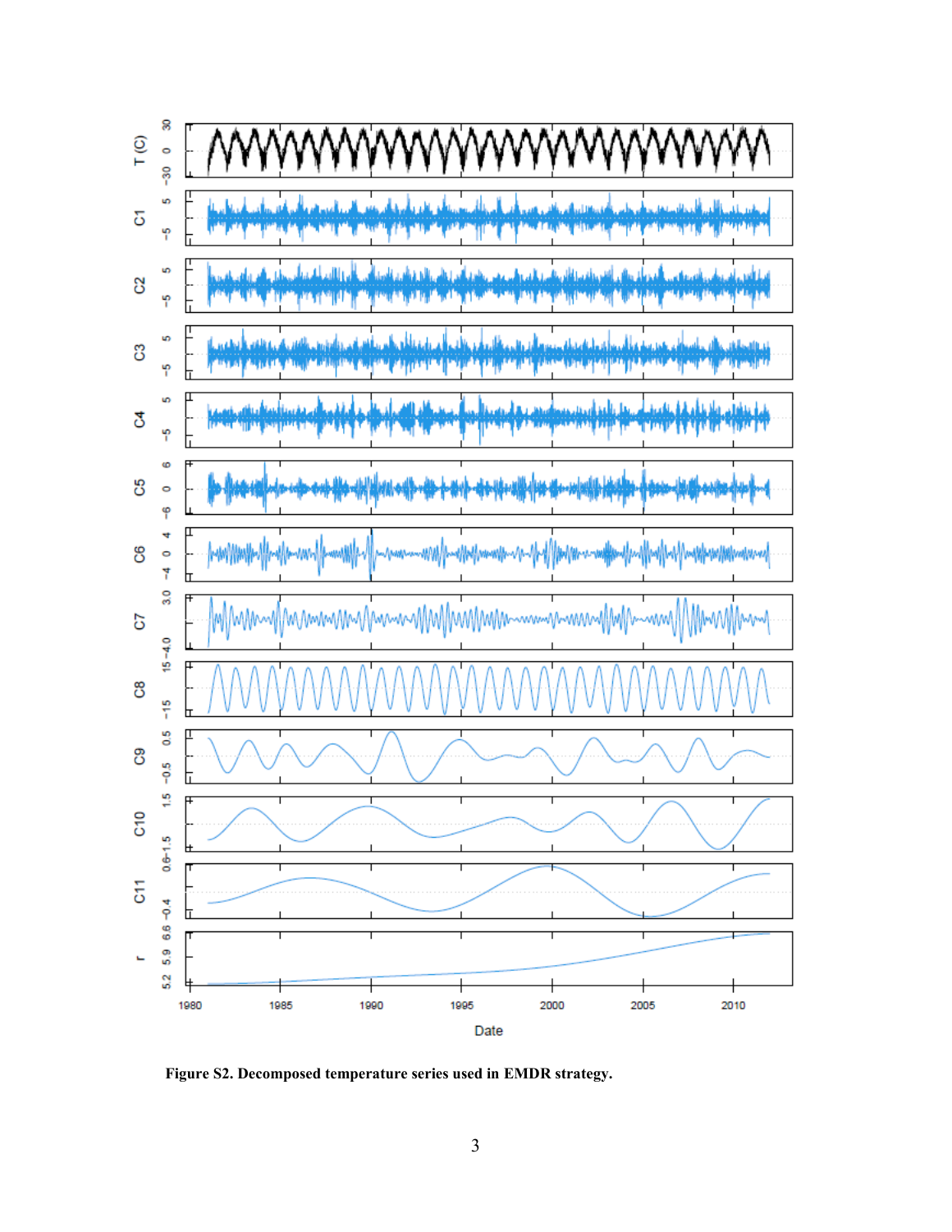**Figure S2. Decomposed temperature series used in EMDR strategy.**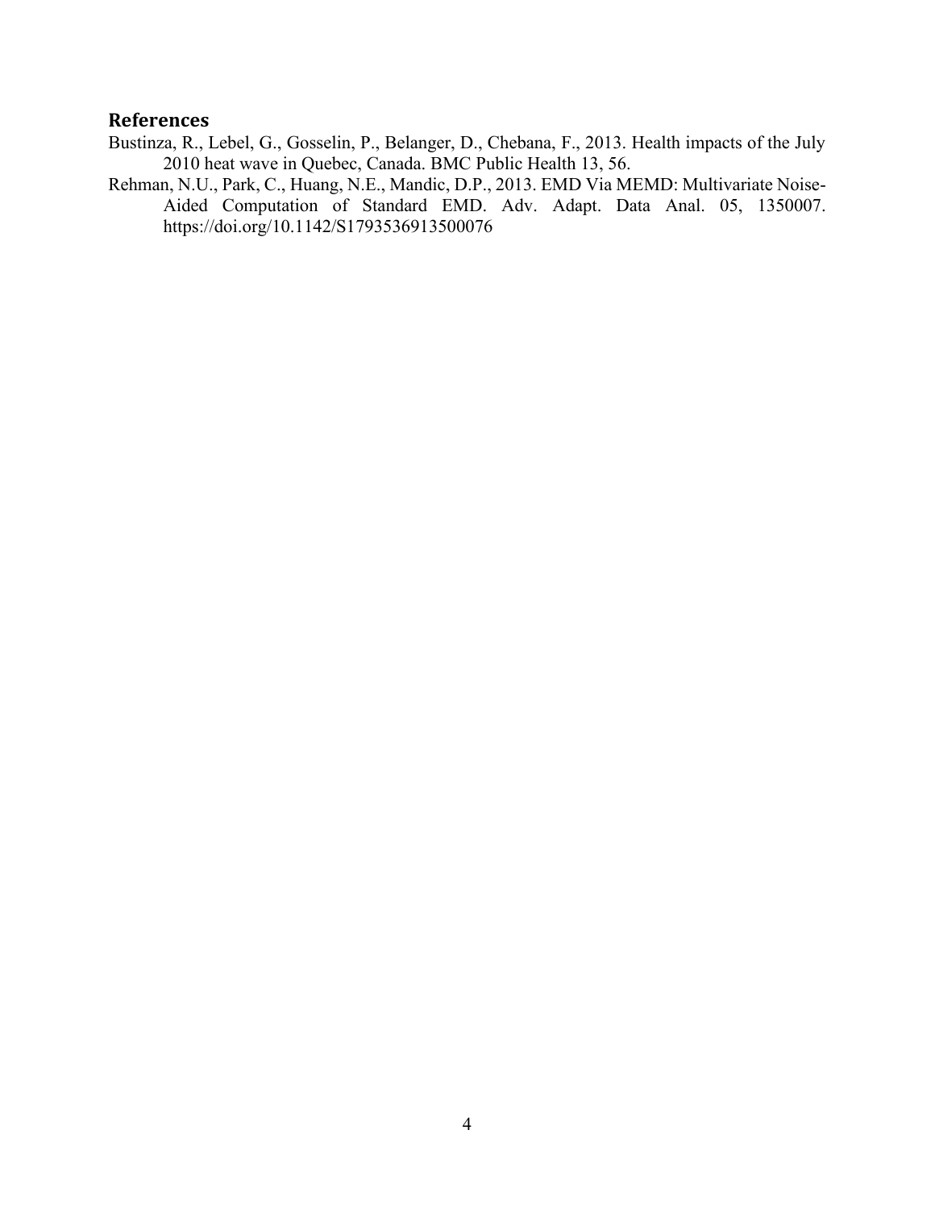## References

Bustinza, R., Lebel, G., Gosselin, P., Belanger, D., Chebana, F., 2013. Health impacts of the July 2010 heat wave in Quebec, Canada. BMC Public Health 13, 56.

Rehman, N.U., Park, C., Huang, N.E., Mandic, D.P., 2013. EMD Via MEMD: Multivariate Noise-Aided Computation of Standard EMD. Adv. Adapt. Data Anal. 05, 1350007. https://doi.org/10.1142/S1793536913500076